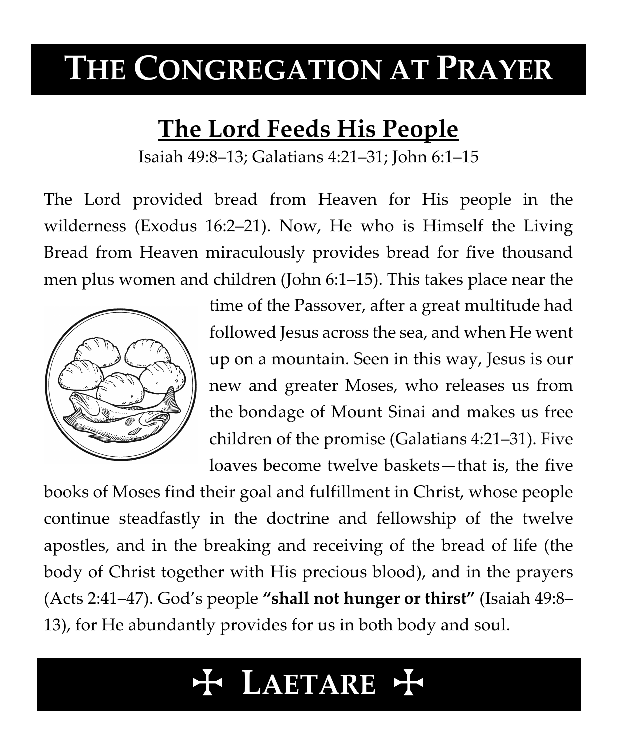# THE CONGREGATION AT PRAYER

## The Lord Feeds His People

Isaiah 49:8–13; Galatians 4:21–31; John 6:1–15

The Lord provided bread from Heaven for His people in the wilderness (Exodus 16:2–21). Now, He who is Himself the Living Bread from Heaven miraculously provides bread for five thousand men plus women and children (John 6:1–15). This takes place near the time of the Passover, after a great multitude had followed Jesus across the sea, and when He went up on a mountain. Seen in this way, Jesus is our new and greater Moses, who releases us from the bondage of Mount Sinai and makes us free children of the promise (Galatians 4:21–31). Five loaves become twelve baskets—that is, the five books of Moses find their goal and fulfillment in Christ, whose people continue steadfastly in the doctrine and fellowship of the twelve apostles, and in the breaking and receiving of the bread of life (the body of Christ together with His precious blood), and in the prayers (Acts 2:41–47). God's people **"shall not hunger or thirst"** (Isaiah 49:8–13), for He abundantly provides for us in both body and soul.

## ✠ LAETARE ✠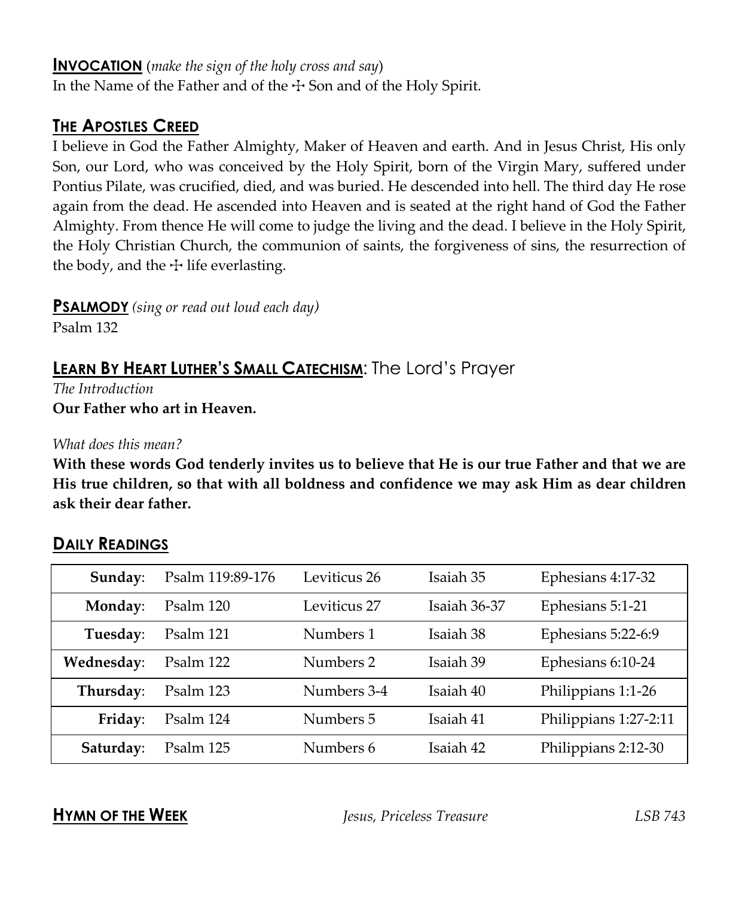## **INVOCATION** (*make the sign of the holy cross and say*)

In the Name of the Father and of the ☩ Son and of the Holy Spirit.

## **THE APOSTLES CREED**

I believe in God the Father Almighty, Maker of Heaven and earth. And in Jesus Christ, His only Son, our Lord, who was conceived by the Holy Spirit, born of the Virgin Mary, suffered under Pontius Pilate, was crucified, died, and was buried. He descended into hell. The third day He rose again from the dead. He ascended into Heaven and is seated at the right hand of God the Father Almighty. From thence He will come to judge the living and the dead. I believe in the Holy Spirit, the Holy Christian Church, the communion of saints, the forgiveness of sins, the resurrection of the body, and the ☩ life everlasting.

## **PSALMODY** *(sing or read out loud each day)*

Psalm 132

## **LEARN BY HEART LUTHER'S SMALL CATECHISM**: The Lord's Prayer

*The Introduction*

**Our Father who art in Heaven.**

*What does this mean?*

**With these words God tenderly invites us to believe that He is our true Father and that we are His true children, so that with all boldness and confidence we may ask Him as dear children ask their dear father.**

## **DAILY READINGS**

| | | | | |
|---|---|---|---|---|
| **Sunday**: | Psalm 119:89-176 | Leviticus 26 | Isaiah 35 | Ephesians 4:17-32 |
| **Monday**: | Psalm 120 | Leviticus 27 | Isaiah 36-37 | Ephesians 5:1-21 |
| **Tuesday**: | Psalm 121 | Numbers 1 | Isaiah 38 | Ephesians 5:22-6:9 |
| **Wednesday**: | Psalm 122 | Numbers 2 | Isaiah 39 | Ephesians 6:10-24 |
| **Thursday**: | Psalm 123 | Numbers 3-4 | Isaiah 40 | Philippians 1:1-26 |
| **Friday**: | Psalm 124 | Numbers 5 | Isaiah 41 | Philippians 1:27-2:11 |
| **Saturday**: | Psalm 125 | Numbers 6 | Isaiah 42 | Philippians 2:12-30 |

## **HYMN OF THE WEEK** *Jesus, Priceless Treasure* *LSB 743*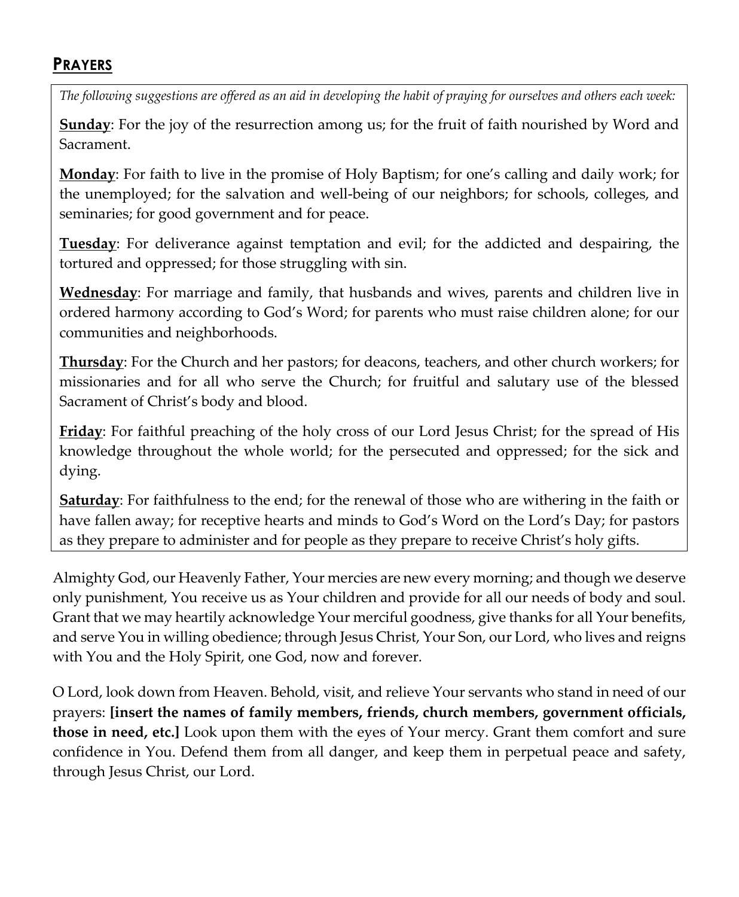## PRAYERS

*The following suggestions are offered as an aid in developing the habit of praying for ourselves and others each week:*

**Sunday**: For the joy of the resurrection among us; for the fruit of faith nourished by Word and Sacrament.

**Monday**: For faith to live in the promise of Holy Baptism; for one's calling and daily work; for the unemployed; for the salvation and well-being of our neighbors; for schools, colleges, and seminaries; for good government and for peace.

**Tuesday**: For deliverance against temptation and evil; for the addicted and despairing, the tortured and oppressed; for those struggling with sin.

**Wednesday**: For marriage and family, that husbands and wives, parents and children live in ordered harmony according to God's Word; for parents who must raise children alone; for our communities and neighborhoods.

**Thursday**: For the Church and her pastors; for deacons, teachers, and other church workers; for missionaries and for all who serve the Church; for fruitful and salutary use of the blessed Sacrament of Christ's body and blood.

**Friday**: For faithful preaching of the holy cross of our Lord Jesus Christ; for the spread of His knowledge throughout the whole world; for the persecuted and oppressed; for the sick and dying.

**Saturday**: For faithfulness to the end; for the renewal of those who are withering in the faith or have fallen away; for receptive hearts and minds to God's Word on the Lord's Day; for pastors as they prepare to administer and for people as they prepare to receive Christ's holy gifts.

Almighty God, our Heavenly Father, Your mercies are new every morning; and though we deserve only punishment, You receive us as Your children and provide for all our needs of body and soul. Grant that we may heartily acknowledge Your merciful goodness, give thanks for all Your benefits, and serve You in willing obedience; through Jesus Christ, Your Son, our Lord, who lives and reigns with You and the Holy Spirit, one God, now and forever.

O Lord, look down from Heaven. Behold, visit, and relieve Your servants who stand in need of our prayers: **[insert the names of family members, friends, church members, government officials, those in need, etc.]** Look upon them with the eyes of Your mercy. Grant them comfort and sure confidence in You. Defend them from all danger, and keep them in perpetual peace and safety, through Jesus Christ, our Lord.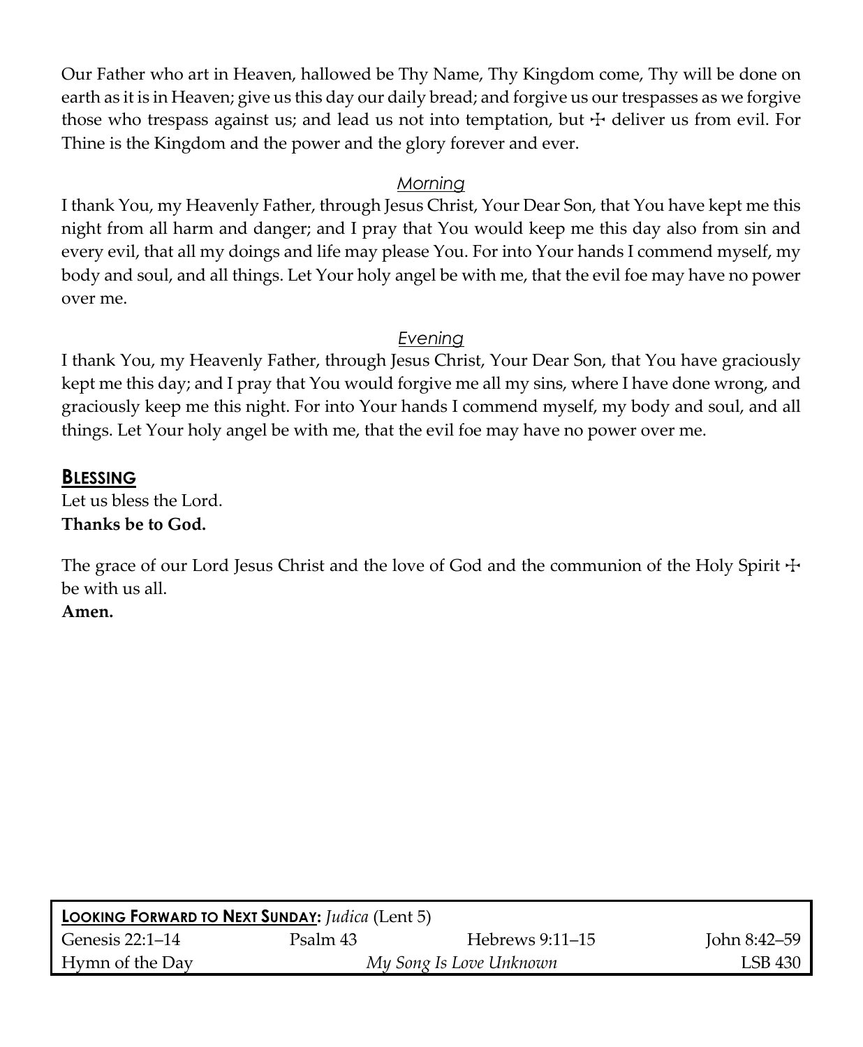Our Father who art in Heaven, hallowed be Thy Name, Thy Kingdom come, Thy will be done on earth as it is in Heaven; give us this day our daily bread; and forgive us our trespasses as we forgive those who trespass against us; and lead us not into temptation, but ☩ deliver us from evil. For Thine is the Kingdom and the power and the glory forever and ever.

*Morning*

I thank You, my Heavenly Father, through Jesus Christ, Your Dear Son, that You have kept me this night from all harm and danger; and I pray that You would keep me this day also from sin and every evil, that all my doings and life may please You. For into Your hands I commend myself, my body and soul, and all things. Let Your holy angel be with me, that the evil foe may have no power over me.

*Evening*

I thank You, my Heavenly Father, through Jesus Christ, Your Dear Son, that You have graciously kept me this day; and I pray that You would forgive me all my sins, where I have done wrong, and graciously keep me this night. For into Your hands I commend myself, my body and soul, and all things. Let Your holy angel be with me, that the evil foe may have no power over me.

## BLESSING

Let us bless the Lord.
**Thanks be to God.**

The grace of our Lord Jesus Christ and the love of God and the communion of the Holy Spirit ☩ be with us all.
**Amen.**

| **LOOKING FORWARD TO NEXT SUNDAY:** *Judica* (Lent 5) | | | |
| --- | --- | --- | --- |
| Genesis 22:1–14 | Psalm 43 | Hebrews 9:11–15 | John 8:42–59 |
| Hymn of the Day | *My Song Is Love Unknown* | | LSB 430 |